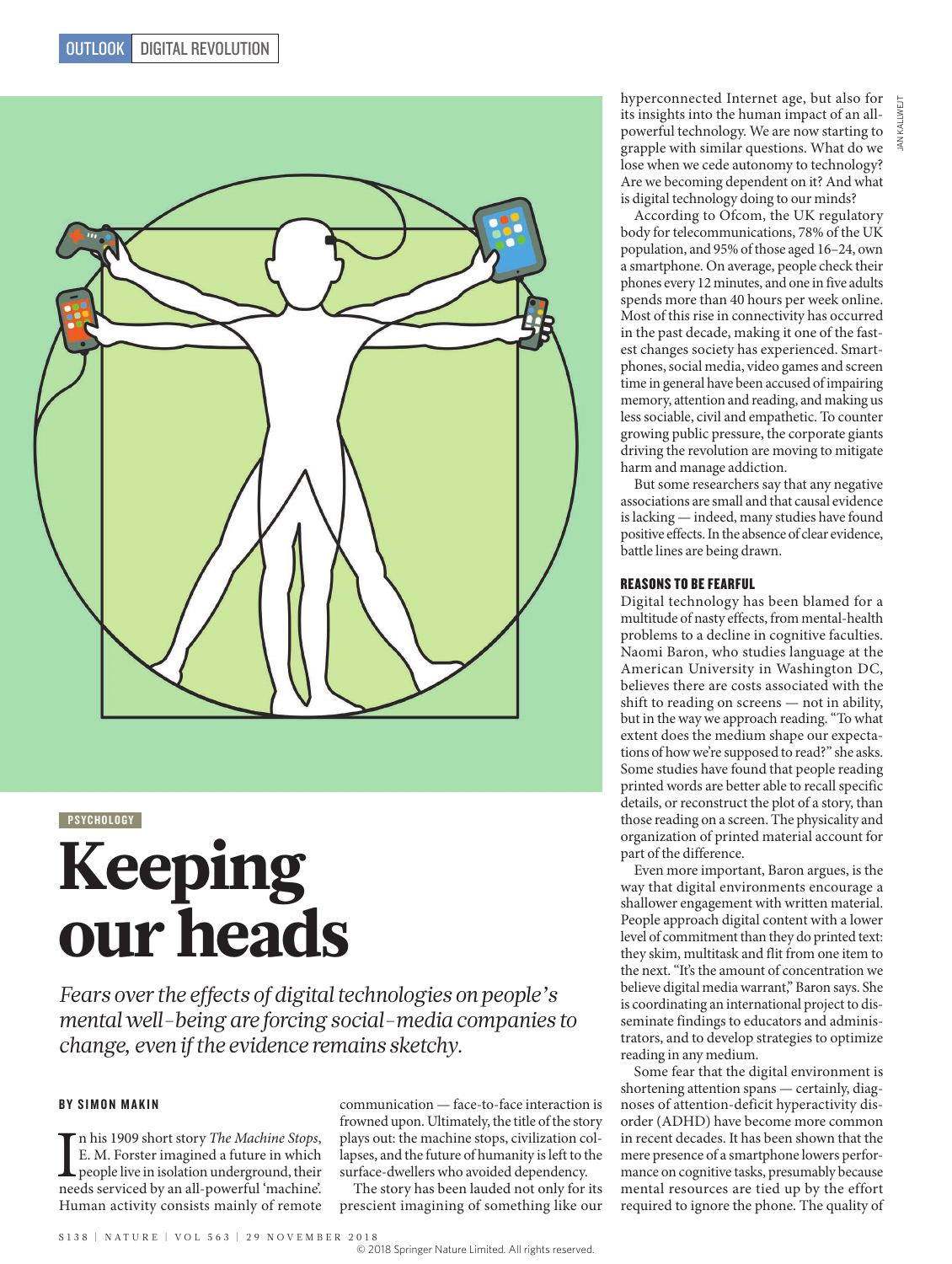PSYCHOLOGY

# Keeping our heads

*Fears over the effects of digital technologies on people's mental well-being are forcing social-media companies to change, even if the evidence remains sketchy.*

**BY SIMON MAKIN**

In his 1909 short story *The Machine Stops*, E. M. Forster imagined a future in which people live in isolation underground, their needs serviced by an all-powerful 'machine'. Human activity consists mainly of remote communication — face-to-face interaction is frowned upon. Ultimately, the title of the story plays out: the machine stops, civilization collapses, and the future of humanity is left to the surface-dwellers who avoided dependency.

The story has been lauded not only for its prescient imagining of something like our hyperconnected Internet age, but also for its insights into the human impact of an all-powerful technology. We are now starting to grapple with similar questions. What do we lose when we cede autonomy to technology? Are we becoming dependent on it? And what is digital technology doing to our minds?

According to Ofcom, the UK regulatory body for telecommunications, 78% of the UK population, and 95% of those aged 16–24, own a smartphone. On average, people check their phones every 12 minutes, and one in five adults spends more than 40 hours per week online. Most of this rise in connectivity has occurred in the past decade, making it one of the fastest changes society has experienced. Smartphones, social media, video games and screen time in general have been accused of impairing memory, attention and reading, and making us less sociable, civil and empathetic. To counter growing public pressure, the corporate giants driving the revolution are moving to mitigate harm and manage addiction.

But some researchers say that any negative associations are small and that causal evidence is lacking — indeed, many studies have found positive effects. In the absence of clear evidence, battle lines are being drawn.

### REASONS TO BE FEARFUL

Digital technology has been blamed for a multitude of nasty effects, from mental-health problems to a decline in cognitive faculties. Naomi Baron, who studies language at the American University in Washington DC, believes there are costs associated with the shift to reading on screens — not in ability, but in the way we approach reading. "To what extent does the medium shape our expectations of how we're supposed to read?" she asks. Some studies have found that people reading printed words are better able to recall specific details, or reconstruct the plot of a story, than those reading on a screen. The physicality and organization of printed material account for part of the difference.

Even more important, Baron argues, is the way that digital environments encourage a shallower engagement with written material. People approach digital content with a lower level of commitment than they do printed text: they skim, multitask and flit from one item to the next. "It's the amount of concentration we believe digital media warrant," Baron says. She is coordinating an international project to disseminate findings to educators and administrators, and to develop strategies to optimize reading in any medium.

Some fear that the digital environment is shortening attention spans — certainly, diagnoses of attention-deficit hyperactivity disorder (ADHD) have become more common in recent decades. It has been shown that the mere presence of a smartphone lowers performance on cognitive tasks, presumably because mental resources are tied up by the effort required to ignore the phone. The quality of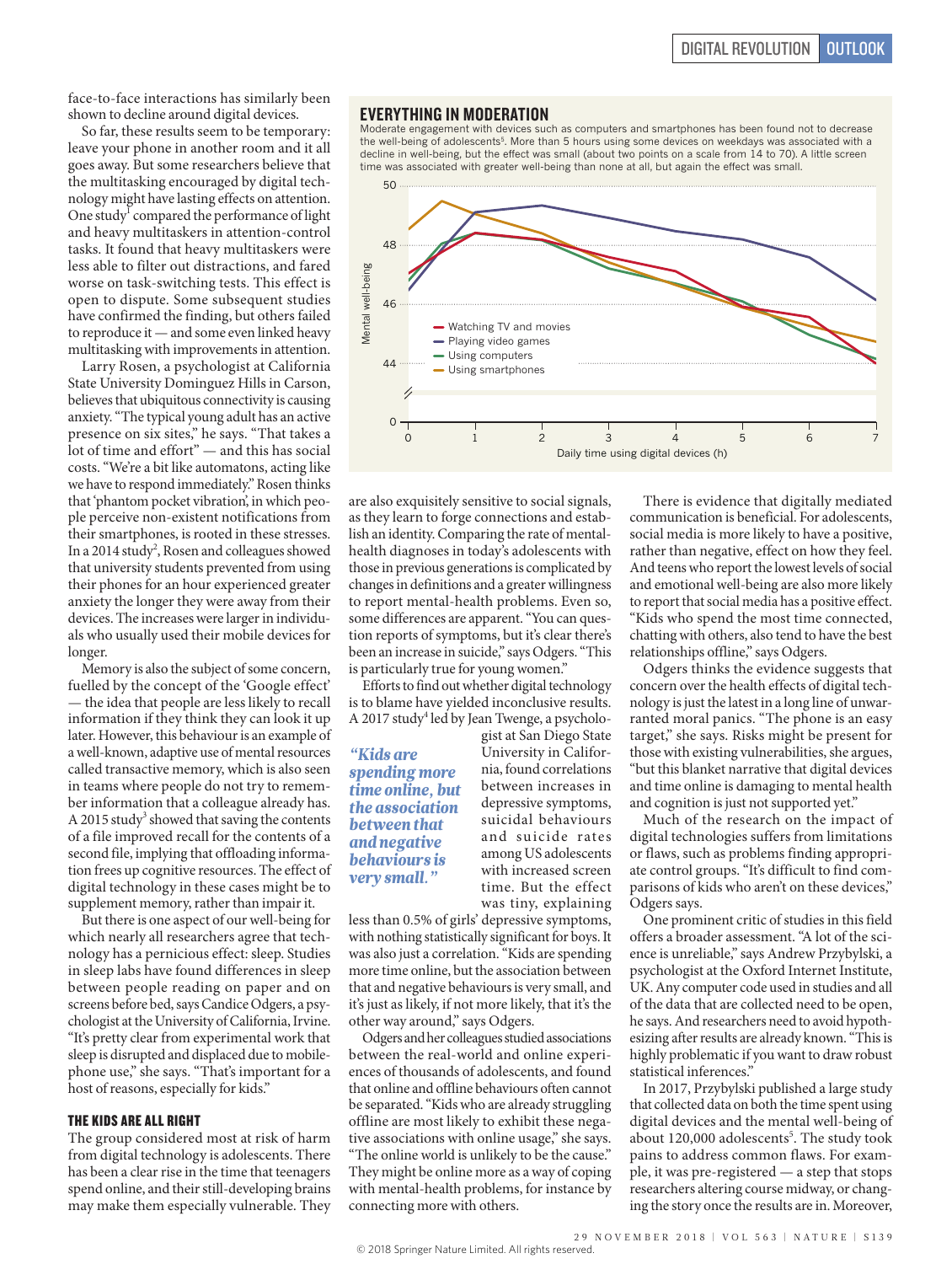face-to-face interactions has similarly been shown to decline around digital devices.

So far, these results seem to be temporary: leave your phone in another room and it all goes away. But some researchers believe that the multitasking encouraged by digital technology might have lasting effects on attention. One study[1] compared the performance of light and heavy multitaskers in attention-control tasks. It found that heavy multitaskers were less able to filter out distractions, and fared worse on task-switching tests. This effect is open to dispute. Some subsequent studies have confirmed the finding, but others failed to reproduce it — and some even linked heavy multitasking with improvements in attention.

Larry Rosen, a psychologist at California State University Dominguez Hills in Carson, believes that ubiquitous connectivity is causing anxiety. "The typical young adult has an active presence on six sites," he says. "That takes a lot of time and effort" — and this has social costs. "We're a bit like automatons, acting like we have to respond immediately." Rosen thinks that 'phantom pocket vibration', in which people perceive non-existent notifications from their smartphones, is rooted in these stresses. In a 2014 study[2], Rosen and colleagues showed that university students prevented from using their phones for an hour experienced greater anxiety the longer they were away from their devices. The increases were larger in individuals who usually used their mobile devices for longer.

Memory is also the subject of some concern, fuelled by the concept of the 'Google effect' — the idea that people are less likely to recall information if they think they can look it up later. However, this behaviour is an example of a well-known, adaptive use of mental resources called transactive memory, which is also seen in teams where people do not try to remember information that a colleague already has. A 2015 study[3] showed that saving the contents of a file improved recall for the contents of a second file, implying that offloading information frees up cognitive resources. The effect of digital technology in these cases might be to supplement memory, rather than impair it.

But there is one aspect of our well-being for which nearly all researchers agree that technology has a pernicious effect: sleep. Studies in sleep labs have found differences in sleep between people reading on paper and on screens before bed, says Candice Odgers, a psychologist at the University of California, Irvine. "It's pretty clear from experimental work that sleep is disrupted and displaced due to mobile-phone use," she says. "That's important for a host of reasons, especially for kids."

### THE KIDS ARE ALL RIGHT

The group considered most at risk of harm from digital technology is adolescents. There has been a clear rise in the time that teenagers spend online, and their still-developing brains may make them especially vulnerable. They are also exquisitely sensitive to social signals, as they learn to forge connections and establish an identity. Comparing the rate of mental-health diagnoses in today's adolescents with those in previous generations is complicated by changes in definitions and a greater willingness to report mental-health problems. Even so, some differences are apparent. "You can question reports of symptoms, but it's clear there's been an increase in suicide," says Odgers. "This is particularly true for young women."

Efforts to find out whether digital technology is to blame have yielded inconclusive results. A 2017 study[4] led by Jean Twenge, a psychologist at San Diego State University in California, found correlations between increases in depressive symptoms, suicidal behaviours and suicide rates among US adolescents with increased screen time. But the effect was tiny, explaining less than 0.5% of girls' depressive symptoms, with nothing statistically significant for boys. It was also just a correlation. "Kids are spending more time online, but the association between that and negative behaviours is very small, and it's just as likely, if not more likely, that it's the other way around," says Odgers.

*"Kids are spending more time online, but the association between that and negative behaviours is very small."*

Odgers and her colleagues studied associations between the real-world and online experiences of thousands of adolescents, and found that online and offline behaviours often cannot be separated. "Kids who are already struggling offline are most likely to exhibit these negative associations with online usage," she says. "The online world is unlikely to be the cause." They might be online more as a way of coping with mental-health problems, for instance by connecting more with others.

There is evidence that digitally mediated communication is beneficial. For adolescents, social media is more likely to have a positive, rather than negative, effect on how they feel. And teens who report the lowest levels of social and emotional well-being are also more likely to report that social media has a positive effect. "Kids who spend the most time connected, chatting with others, also tend to have the best relationships offline," says Odgers.

Odgers thinks the evidence suggests that concern over the health effects of digital technology is just the latest in a long line of unwarranted moral panics. "The phone is an easy target," she says. Risks might be present for those with existing vulnerabilities, she argues, "but this blanket narrative that digital devices and time online is damaging to mental health and cognition is just not supported yet."

Much of the research on the impact of digital technologies suffers from limitations or flaws, such as problems finding appropriate control groups. "It's difficult to find comparisons of kids who aren't on these devices," Odgers says.

One prominent critic of studies in this field offers a broader assessment. "A lot of the science is unreliable," says Andrew Przybylski, a psychologist at the Oxford Internet Institute, UK. Any computer code used in studies and all of the data that are collected need to be open, he says. And researchers need to avoid hypothesizing after results are already known. "This is highly problematic if you want to draw robust statistical inferences."

In 2017, Przybylski published a large study that collected data on both the time spent using digital devices and the mental well-being of about 120,000 adolescents[5]. The study took pains to address common flaws. For example, it was pre-registered — a step that stops researchers altering course midway, or changing the story once the results are in. Moreover,

**EVERYTHING IN MODERATION**

Moderate engagement with devices such as computers and smartphones has been found not to decrease the well-being of adolescents[5]. More than 5 hours using some devices on weekdays was associated with a decline in well-being, but the effect was small (about two points on a scale from 14 to 70). A little screen time was associated with greater well-being than none at all, but again the effect was small.

Mental well-being
50
48
46
44
0
0 1 2 3 4 5 6 7
Daily time using digital devices (h)
Watching TV and movies
Playing video games
Using computers
Using smartphones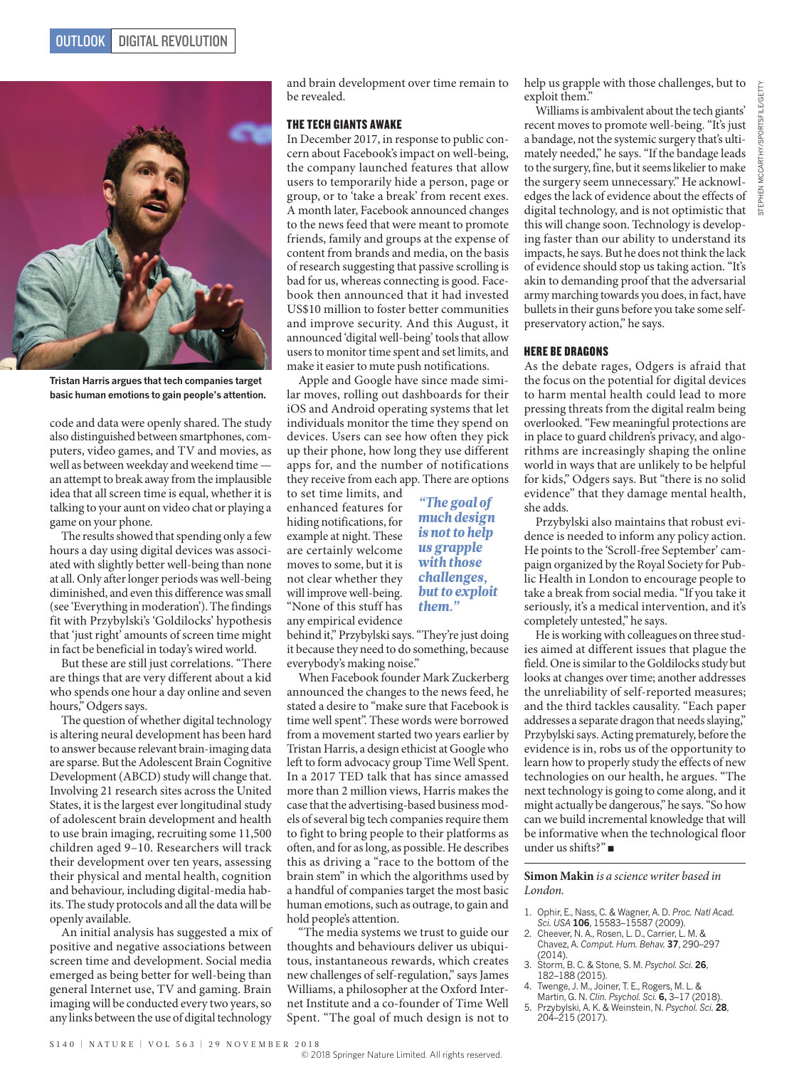Tristan Harris argues that tech companies target basic human emotions to gain people's attention.

code and data were openly shared. The study also distinguished between smartphones, computers, video games, and TV and movies, as well as between weekday and weekend time — an attempt to break away from the implausible idea that all screen time is equal, whether it is talking to your aunt on video chat or playing a game on your phone.

The results showed that spending only a few hours a day using digital devices was associated with slightly better well-being than none at all. Only after longer periods was well-being diminished, and even this difference was small (see 'Everything in moderation'). The findings fit with Przybylski's 'Goldilocks' hypothesis that 'just right' amounts of screen time might in fact be beneficial in today's wired world.

But these are still just correlations. "There are things that are very different about a kid who spends one hour a day online and seven hours," Odgers says.

The question of whether digital technology is altering neural development has been hard to answer because relevant brain-imaging data are sparse. But the Adolescent Brain Cognitive Development (ABCD) study will change that. Involving 21 research sites across the United States, it is the largest ever longitudinal study of adolescent brain development and health to use brain imaging, recruiting some 11,500 children aged 9–10. Researchers will track their development over ten years, assessing their physical and mental health, cognition and behaviour, including digital-media habits. The study protocols and all the data will be openly available.

An initial analysis has suggested a mix of positive and negative associations between screen time and development. Social media emerged as being better for well-being than general Internet use, TV and gaming. Brain imaging will be conducted every two years, so any links between the use of digital technology and brain development over time remain to be revealed.

## THE TECH GIANTS AWAKE

In December 2017, in response to public concern about Facebook's impact on well-being, the company launched features that allow users to temporarily hide a person, page or group, or to 'take a break' from recent exes. A month later, Facebook announced changes to the news feed that were meant to promote friends, family and groups at the expense of content from brands and media, on the basis of research suggesting that passive scrolling is bad for us, whereas connecting is good. Facebook then announced that it had invested US$10 million to foster better communities and improve security. And this August, it announced 'digital well-being' tools that allow users to monitor time spent and set limits, and make it easier to mute push notifications.

Apple and Google have since made similar moves, rolling out dashboards for their iOS and Android operating systems that let individuals monitor the time they spend on devices. Users can see how often they pick up their phone, how long they use different apps for, and the number of notifications they receive from each app. There are options to set time limits, and enhanced features for hiding notifications, for example at night. These are certainly welcome moves to some, but it is not clear whether they will improve well-being. "None of this stuff has any empirical evidence behind it," Przybylski says. "They're just doing it because they need to do something, because everybody's making noise."

*"The goal of much design is not to help us grapple with those challenges, but to exploit them."*

When Facebook founder Mark Zuckerberg announced the changes to the news feed, he stated a desire to "make sure that Facebook is time well spent". These words were borrowed from a movement started two years earlier by Tristan Harris, a design ethicist at Google who left to form advocacy group Time Well Spent. In a 2017 TED talk that has since amassed more than 2 million views, Harris makes the case that the advertising-based business models of several big tech companies require them to fight to bring people to their platforms as often, and for as long, as possible. He describes this as driving a "race to the bottom of the brain stem" in which the algorithms used by a handful of companies target the most basic human emotions, such as outrage, to gain and hold people's attention.

"The media systems we trust to guide our thoughts and behaviours deliver us ubiquitous, instantaneous rewards, which creates new challenges of self-regulation," says James Williams, a philosopher at the Oxford Internet Institute and a co-founder of Time Well Spent. "The goal of much design is not to help us grapple with those challenges, but to exploit them."

Williams is ambivalent about the tech giants' recent moves to promote well-being. "It's just a bandage, not the systemic surgery that's ultimately needed," he says. "If the bandage leads to the surgery, fine, but it seems likelier to make the surgery seem unnecessary." He acknowledges the lack of evidence about the effects of digital technology, and is not optimistic that this will change soon. Technology is developing faster than our ability to understand its impacts, he says. But he does not think the lack of evidence should stop us taking action. "It's akin to demanding proof that the adversarial army marching towards you does, in fact, have bullets in their guns before you take some self-preservatory action," he says.

## HERE BE DRAGONS

As the debate rages, Odgers is afraid that the focus on the potential for digital devices to harm mental health could lead to more pressing threats from the digital realm being overlooked. "Few meaningful protections are in place to guard children's privacy, and algorithms are increasingly shaping the online world in ways that are unlikely to be helpful for kids," Odgers says. But "there is no solid evidence" that they damage mental health, she adds.

Przybylski also maintains that robust evidence is needed to inform any policy action. He points to the 'Scroll-free September' campaign organized by the Royal Society for Public Health in London to encourage people to take a break from social media. "If you take it seriously, it's a medical intervention, and it's completely untested," he says.

He is working with colleagues on three studies aimed at different issues that plague the field. One is similar to the Goldilocks study but looks at changes over time; another addresses the unreliability of self-reported measures; and the third tackles causality. "Each paper addresses a separate dragon that needs slaying," Przybylski says. Acting prematurely, before the evidence is in, robs us of the opportunity to learn how to properly study the effects of new technologies on our health, he argues. "The next technology is going to come along, and it might actually be dangerous," he says. "So how can we build incremental knowledge that will be informative when the technological floor under us shifts?" ■

**Simon Makin** *is a science writer based in London.*

1. Ophir, E., Nass, C. & Wagner, A. D. *Proc. Natl Acad. Sci. USA* **106**, 15583–15587 (2009).
2. Cheever, N. A., Rosen, L. D., Carrier, L. M. & Chavez, A. *Comput. Hum. Behav.* **37**, 290–297 (2014).
3. Storm, B. C. & Stone, S. M. *Psychol. Sci.* **26**, 182–188 (2015).
4. Twenge, J. M., Joiner, T. E., Rogers, M. L. & Martin, G. N. *Clin. Psychol. Sci.* **6**, 3–17 (2018).
5. Przybylski, A. K. & Weinstein, N. *Psychol. Sci.* **28**, 204–215 (2017).